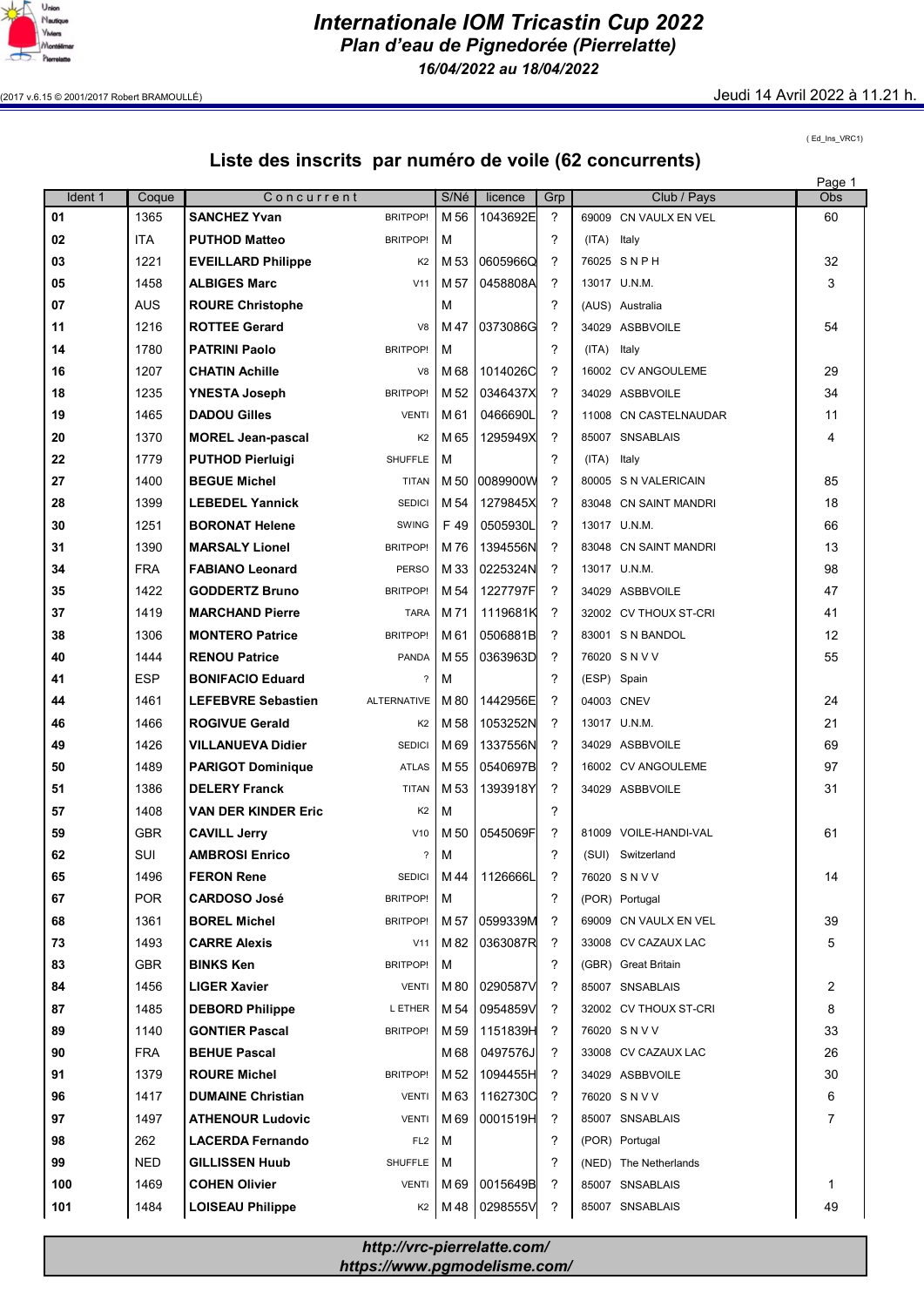# Internationale IOM Tricastin Cup 2022

## Plan d'eau de Pignedorée (Pierrelatte)

### 16/04/2022 au 18/04/2022

(2017 v.6.15 © 2001/2017 Robert BRAMOULLÉ)

Jeudi 14 Avril 2022 à 11.21 h.

( Ed_Ins_VRC1)

## Liste des inscrits par numéro de voile (62 concurrents)

| Ident 1 | Coque | Concurrent | | S/Né | licence | Grp | Club / Pays | Obs |
|---|---|---|---|---|---|---|---|---|
| 01 | 1365 | SANCHEZ Yvan | BRITPOP! | M 56 | 1043692E | ? | 69009 CN VAULX EN VEL | 60 |
| 02 | ITA | PUTHOD Matteo | BRITPOP! | M | | ? | (ITA) Italy | |
| 03 | 1221 | EVEILLARD Philippe | K2 | M 53 | 0605966Q | ? | 76025 S N P H | 32 |
| 05 | 1458 | ALBIGES Marc | V11 | M 57 | 0458808A | ? | 13017 U.N.M. | 3 |
| 07 | AUS | ROURE Christophe | | M | | ? | (AUS) Australia | |
| 11 | 1216 | ROTTEE Gerard | V8 | M 47 | 0373086G | ? | 34029 ASBBVOILE | 54 |
| 14 | 1780 | PATRINI Paolo | BRITPOP! | M | | ? | (ITA) Italy | |
| 16 | 1207 | CHATIN Achille | V8 | M 68 | 1014026C | ? | 16002 CV ANGOULEME | 29 |
| 18 | 1235 | YNESTA Joseph | BRITPOP! | M 52 | 0346437X | ? | 34029 ASBBVOILE | 34 |
| 19 | 1465 | DADOU Gilles | VENTI | M 61 | 0466690L | ? | 11008 CN CASTELNAUDAR | 11 |
| 20 | 1370 | MOREL Jean-pascal | K2 | M 65 | 1295949X | ? | 85007 SNSABLAIS | 4 |
| 22 | 1779 | PUTHOD Pierluigi | SHUFFLE | M | | ? | (ITA) Italy | |
| 27 | 1400 | BEGUE Michel | TITAN | M 50 | 0089900W | ? | 80005 S N VALERICAIN | 85 |
| 28 | 1399 | LEBEDEL Yannick | SEDICI | M 54 | 1279845X | ? | 83048 CN SAINT MANDRI | 18 |
| 30 | 1251 | BORONAT Helene | SWING | F 49 | 0505930L | ? | 13017 U.N.M. | 66 |
| 31 | 1390 | MARSALY Lionel | BRITPOP! | M 76 | 1394556N | ? | 83048 CN SAINT MANDRI | 13 |
| 34 | FRA | FABIANO Leonard | PERSO | M 33 | 0225324N | ? | 13017 U.N.M. | 98 |
| 35 | 1422 | GODDERTZ Bruno | BRITPOP! | M 54 | 1227797F | ? | 34029 ASBBVOILE | 47 |
| 37 | 1419 | MARCHAND Pierre | TARA | M 71 | 1119681K | ? | 32002 CV THOUX ST-CRI | 41 |
| 38 | 1306 | MONTERO Patrice | BRITPOP! | M 61 | 0506881B | ? | 83001 S N BANDOL | 12 |
| 40 | 1444 | RENOU Patrice | PANDA | M 55 | 0363963D | ? | 76020 S N V V | 55 |
| 41 | ESP | BONIFACIO Eduard | ? | M | | ? | (ESP) Spain | |
| 44 | 1461 | LEFEBVRE Sebastien | ALTERNATIVE | M 80 | 1442956E | ? | 04003 CNEV | 24 |
| 46 | 1466 | ROGIVUE Gerald | K2 | M 58 | 1053252N | ? | 13017 U.N.M. | 21 |
| 49 | 1426 | VILLANUEVA Didier | SEDICI | M 69 | 1337556N | ? | 34029 ASBBVOILE | 69 |
| 50 | 1489 | PARIGOT Dominique | ATLAS | M 55 | 0540697B | ? | 16002 CV ANGOULEME | 97 |
| 51 | 1386 | DELERY Franck | TITAN | M 53 | 1393918Y | ? | 34029 ASBBVOILE | 31 |
| 57 | 1408 | VAN DER KINDER Eric | K2 | M | | ? | | |
| 59 | GBR | CAVILL Jerry | V10 | M 50 | 0545069F | ? | 81009 VOILE-HANDI-VAL | 61 |
| 62 | SUI | AMBROSI Enrico | ? | M | | ? | (SUI) Switzerland | |
| 65 | 1496 | FERON Rene | SEDICI | M 44 | 1126666L | ? | 76020 S N V V | 14 |
| 67 | POR | CARDOSO José | BRITPOP! | M | | ? | (POR) Portugal | |
| 68 | 1361 | BOREL Michel | BRITPOP! | M 57 | 0599339M | ? | 69009 CN VAULX EN VEL | 39 |
| 73 | 1493 | CARRE Alexis | V11 | M 82 | 0363087R | ? | 33008 CV CAZAUX LAC | 5 |
| 83 | GBR | BINKS Ken | BRITPOP! | M | | ? | (GBR) Great Britain | |
| 84 | 1456 | LIGER Xavier | VENTI | M 80 | 0290587V | ? | 85007 SNSABLAIS | 2 |
| 87 | 1485 | DEBORD Philippe | L ETHER | M 54 | 0954859V | ? | 32002 CV THOUX ST-CRI | 8 |
| 89 | 1140 | GONTIER Pascal | BRITPOP! | M 59 | 1151839H | ? | 76020 S N V V | 33 |
| 90 | FRA | BEHUE Pascal | | M 68 | 0497576J | ? | 33008 CV CAZAUX LAC | 26 |
| 91 | 1379 | ROURE Michel | BRITPOP! | M 52 | 1094455H | ? | 34029 ASBBVOILE | 30 |
| 96 | 1417 | DUMAINE Christian | VENTI | M 63 | 1162730C | ? | 76020 S N V V | 6 |
| 97 | 1497 | ATHENOUR Ludovic | VENTI | M 69 | 0001519H | ? | 85007 SNSABLAIS | 7 |
| 98 | 262 | LACERDA Fernando | FL2 | M | | ? | (POR) Portugal | |
| 99 | NED | GILLISSEN Huub | SHUFFLE | M | | ? | (NED) The Netherlands | |
| 100 | 1469 | COHEN Olivier | VENTI | M 69 | 0015649B | ? | 85007 SNSABLAIS | 1 |
| 101 | 1484 | LOISEAU Philippe | K2 | M 48 | 0298555V | ? | 85007 SNSABLAIS | 49 |

***http://vrc-pierrelatte.com/***
***https://www.pgmodelisme.com/***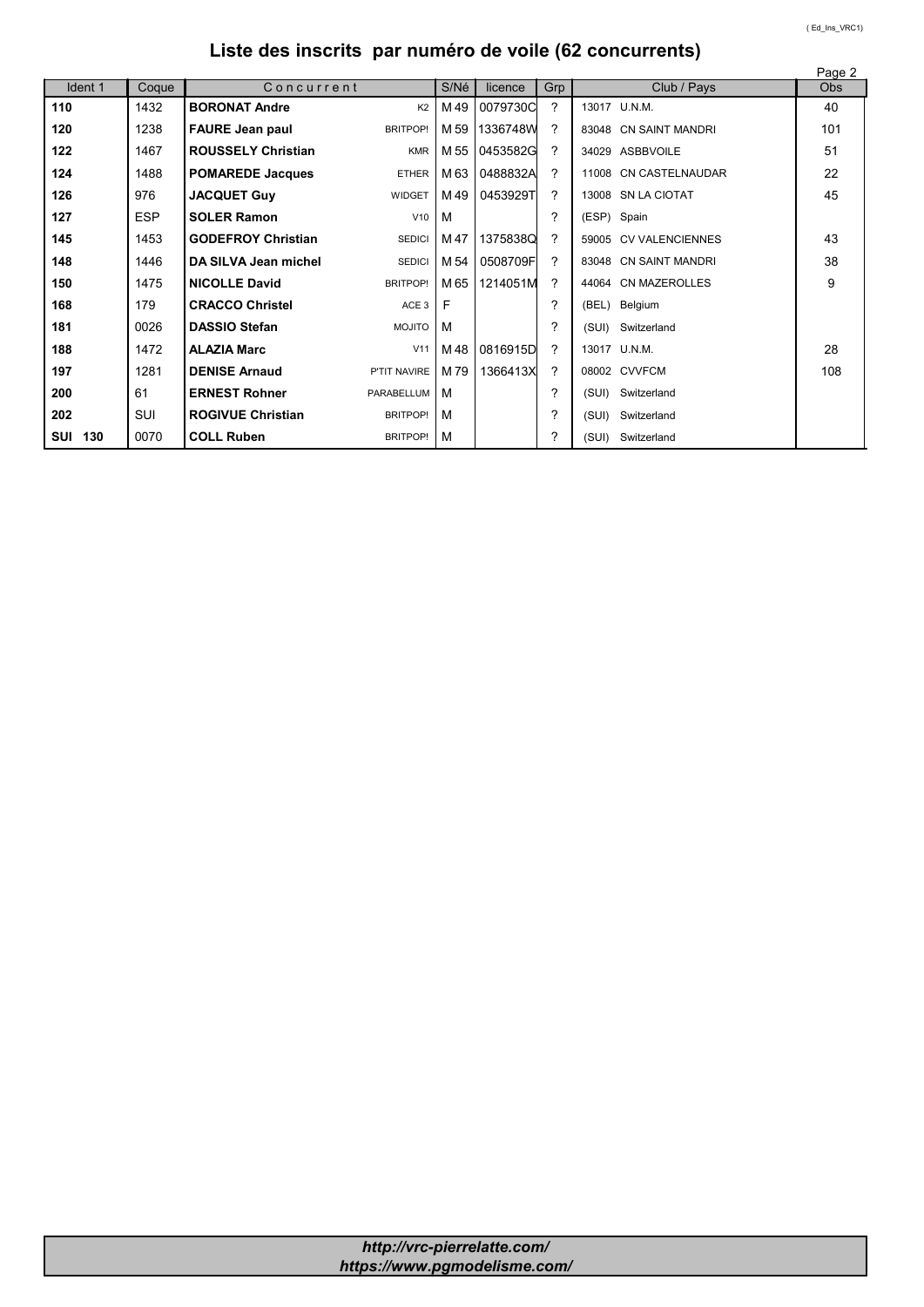# Liste des inscrits par numéro de voile (62 concurrents)

| Ident 1 | Coque | Concurrent | | S/Né | licence | Grp | Club / Pays | Obs |
|---|---|---|---|---|---|---|---|---|
| **110** | 1432 | **BORONAT Andre** | K2 | M 49 | 0079730C | ? | 13017 U.N.M. | 40 |
| **120** | 1238 | **FAURE Jean paul** | BRITPOP! | M 59 | 1336748W | ? | 83048 CN SAINT MANDRI | 101 |
| **122** | 1467 | **ROUSSELY Christian** | KMR | M 55 | 0453582G | ? | 34029 ASBBVOILE | 51 |
| **124** | 1488 | **POMAREDE Jacques** | ETHER | M 63 | 0488832A | ? | 11008 CN CASTELNAUDAR | 22 |
| **126** | 976 | **JACQUET Guy** | WIDGET | M 49 | 0453929T | ? | 13008 SN LA CIOTAT | 45 |
| **127** | ESP | **SOLER Ramon** | V10 | M | | ? | (ESP) Spain | |
| **145** | 1453 | **GODEFROY Christian** | SEDICI | M 47 | 1375838Q | ? | 59005 CV VALENCIENNES | 43 |
| **148** | 1446 | **DA SILVA Jean michel** | SEDICI | M 54 | 0508709F | ? | 83048 CN SAINT MANDRI | 38 |
| **150** | 1475 | **NICOLLE David** | BRITPOP! | M 65 | 1214051M | ? | 44064 CN MAZEROLLES | 9 |
| **168** | 179 | **CRACCO Christel** | ACE 3 | F | | ? | (BEL) Belgium | |
| **181** | 0026 | **DASSIO Stefan** | MOJITO | M | | ? | (SUI) Switzerland | |
| **188** | 1472 | **ALAZIA Marc** | V11 | M 48 | 0816915D | ? | 13017 U.N.M. | 28 |
| **197** | 1281 | **DENISE Arnaud** | P'TIT NAVIRE | M 79 | 1366413X | ? | 08002 CVVFCM | 108 |
| **200** | 61 | **ERNEST Rohner** | PARABELLUM | M | | ? | (SUI) Switzerland | |
| **202** | SUI | **ROGIVUE Christian** | BRITPOP! | M | | ? | (SUI) Switzerland | |
| **SUI 130** | 0070 | **COLL Ruben** | BRITPOP! | M | | ? | (SUI) Switzerland | |

***http://vrc-pierrelatte.com/***
***https://www.pgmodelisme.com/***